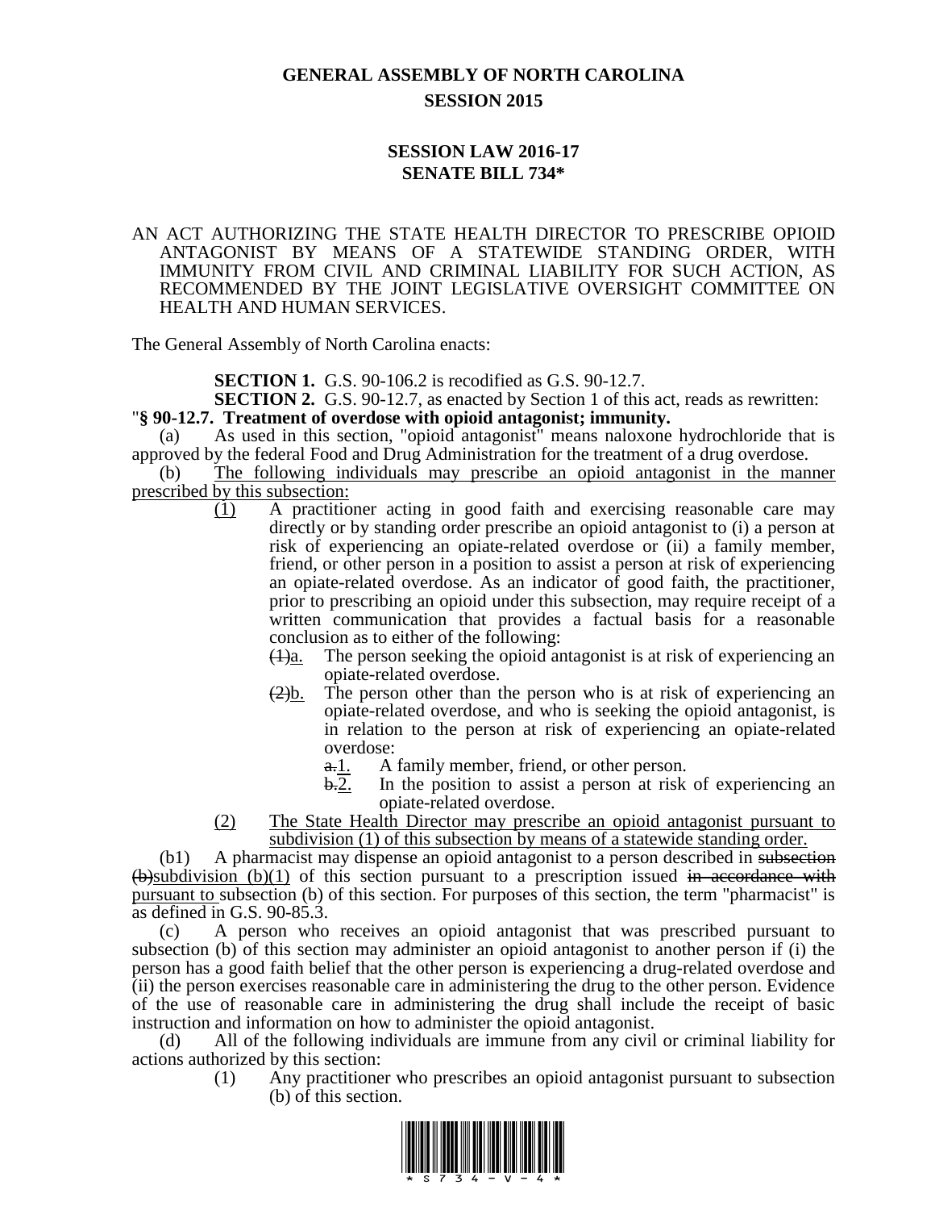# GENERAL ASSEMBLY OF NORTH CAROLINA
## SESSION 2015

## SESSION LAW 2016-17
## SENATE BILL 734*

AN ACT AUTHORIZING THE STATE HEALTH DIRECTOR TO PRESCRIBE OPIOID ANTAGONIST BY MEANS OF A STATEWIDE STANDING ORDER, WITH IMMUNITY FROM CIVIL AND CRIMINAL LIABILITY FOR SUCH ACTION, AS RECOMMENDED BY THE JOINT LEGISLATIVE OVERSIGHT COMMITTEE ON HEALTH AND HUMAN SERVICES.

The General Assembly of North Carolina enacts:

**SECTION 1.** G.S. 90-106.2 is recodified as G.S. 90-12.7.

**SECTION 2.** G.S. 90-12.7, as enacted by Section 1 of this act, reads as rewritten:

"**§ 90-12.7. Treatment of overdose with opioid antagonist; immunity.**

(a) As used in this section, "opioid antagonist" means naloxone hydrochloride that is approved by the federal Food and Drug Administration for the treatment of a drug overdose.

(b) The following individuals may prescribe an opioid antagonist in the manner prescribed by this subsection:

(1) A practitioner acting in good faith and exercising reasonable care may directly or by standing order prescribe an opioid antagonist to (i) a person at risk of experiencing an opiate-related overdose or (ii) a family member, friend, or other person in a position to assist a person at risk of experiencing an opiate-related overdose. As an indicator of good faith, the practitioner, prior to prescribing an opioid under this subsection, may require receipt of a written communication that provides a factual basis for a reasonable conclusion as to either of the following:

~~(1)~~a. The person seeking the opioid antagonist is at risk of experiencing an opiate-related overdose.

~~(2)~~b. The person other than the person who is at risk of experiencing an opiate-related overdose, and who is seeking the opioid antagonist, is in relation to the person at risk of experiencing an opiate-related overdose:

~~a.~~1. A family member, friend, or other person.

~~b.~~2. In the position to assist a person at risk of experiencing an opiate-related overdose.

(2) The State Health Director may prescribe an opioid antagonist pursuant to subdivision (1) of this subsection by means of a statewide standing order.

(b1) A pharmacist may dispense an opioid antagonist to a person described in ~~subsection (b)~~subdivision (b)(1) of this section pursuant to a prescription issued ~~in accordance with~~ pursuant to subsection (b) of this section. For purposes of this section, the term "pharmacist" is as defined in G.S. 90-85.3.

(c) A person who receives an opioid antagonist that was prescribed pursuant to subsection (b) of this section may administer an opioid antagonist to another person if (i) the person has a good faith belief that the other person is experiencing a drug-related overdose and (ii) the person exercises reasonable care in administering the drug to the other person. Evidence of the use of reasonable care in administering the drug shall include the receipt of basic instruction and information on how to administer the opioid antagonist.

(d) All of the following individuals are immune from any civil or criminal liability for actions authorized by this section:

(1) Any practitioner who prescribes an opioid antagonist pursuant to subsection (b) of this section.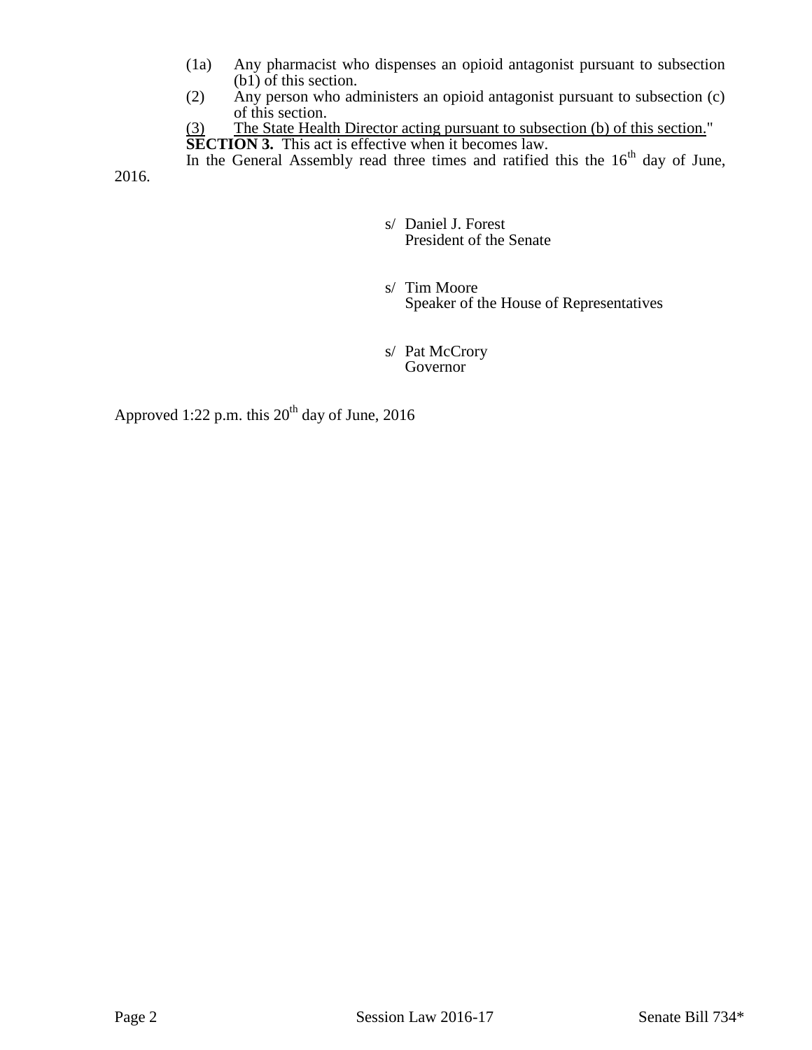(1a) Any pharmacist who dispenses an opioid antagonist pursuant to subsection (b1) of this section.

(2) Any person who administers an opioid antagonist pursuant to subsection (c) of this section.

<u>(3) The State Health Director acting pursuant to subsection (b) of this section.</u>"

**SECTION 3.** This act is effective when it becomes law.

In the General Assembly read three times and ratified this the 16th day of June, 2016.

s/ Daniel J. Forest
President of the Senate

s/ Tim Moore
Speaker of the House of Representatives

s/ Pat McCrory
Governor

Approved 1:22 p.m. this 20th day of June, 2016